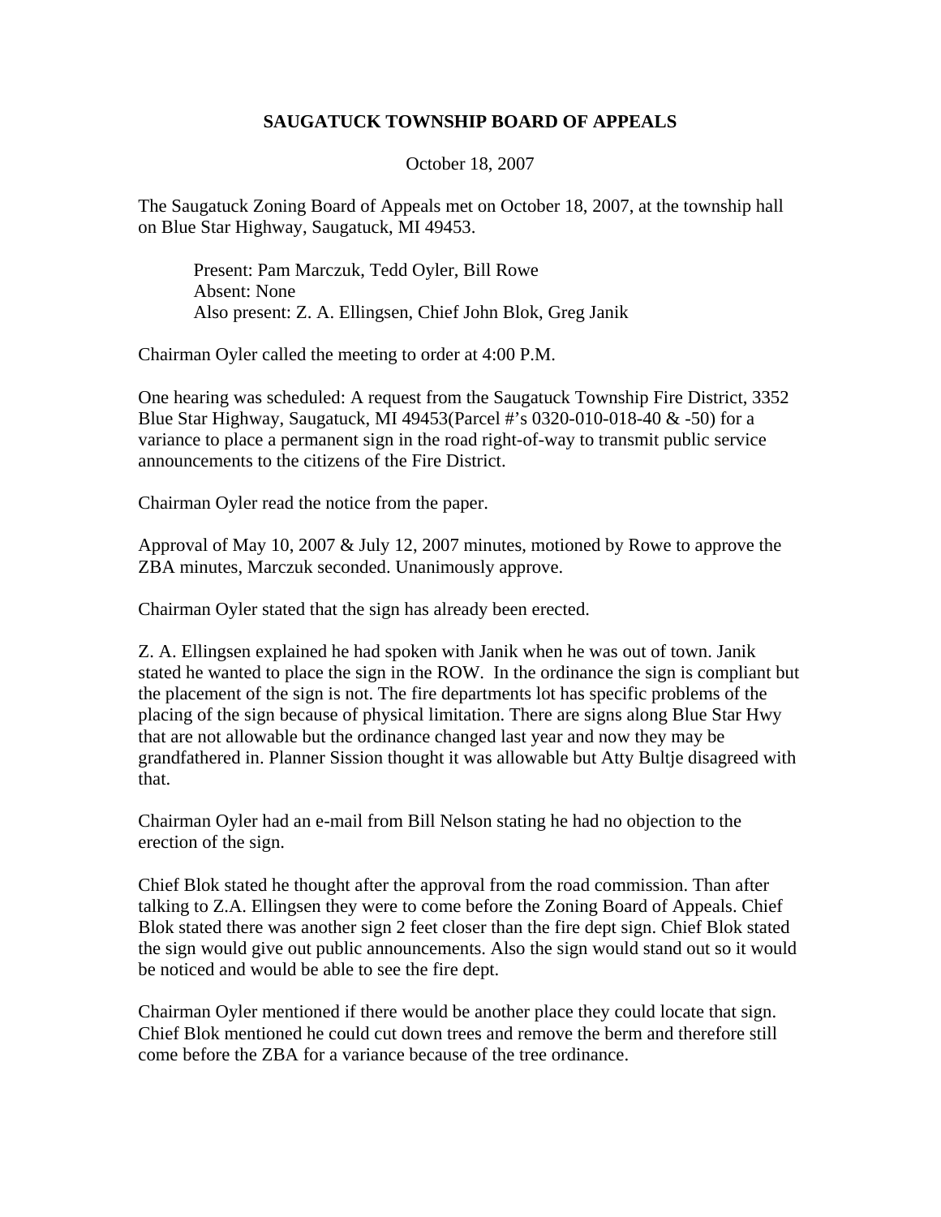**SAUGATUCK TOWNSHIP BOARD OF APPEALS**

October 18, 2007

The Saugatuck Zoning Board of Appeals met on October 18, 2007, at the township hall on Blue Star Highway, Saugatuck, MI 49453.

> Present: Pam Marczuk, Tedd Oyler, Bill Rowe
> Absent: None
> Also present: Z. A. Ellingsen, Chief John Blok, Greg Janik

Chairman Oyler called the meeting to order at 4:00 P.M.

One hearing was scheduled: A request from the Saugatuck Township Fire District, 3352 Blue Star Highway, Saugatuck, MI 49453(Parcel #'s 0320-010-018-40 & -50) for a variance to place a permanent sign in the road right-of-way to transmit public service announcements to the citizens of the Fire District.

Chairman Oyler read the notice from the paper.

Approval of May 10, 2007 & July 12, 2007 minutes, motioned by Rowe to approve the ZBA minutes, Marczuk seconded. Unanimously approve.

Chairman Oyler stated that the sign has already been erected.

Z. A. Ellingsen explained he had spoken with Janik when he was out of town. Janik stated he wanted to place the sign in the ROW. In the ordinance the sign is compliant but the placement of the sign is not. The fire departments lot has specific problems of the placing of the sign because of physical limitation. There are signs along Blue Star Hwy that are not allowable but the ordinance changed last year and now they may be grandfathered in. Planner Sission thought it was allowable but Atty Bultje disagreed with that.

Chairman Oyler had an e-mail from Bill Nelson stating he had no objection to the erection of the sign.

Chief Blok stated he thought after the approval from the road commission. Than after talking to Z.A. Ellingsen they were to come before the Zoning Board of Appeals. Chief Blok stated there was another sign 2 feet closer than the fire dept sign. Chief Blok stated the sign would give out public announcements. Also the sign would stand out so it would be noticed and would be able to see the fire dept.

Chairman Oyler mentioned if there would be another place they could locate that sign. Chief Blok mentioned he could cut down trees and remove the berm and therefore still come before the ZBA for a variance because of the tree ordinance.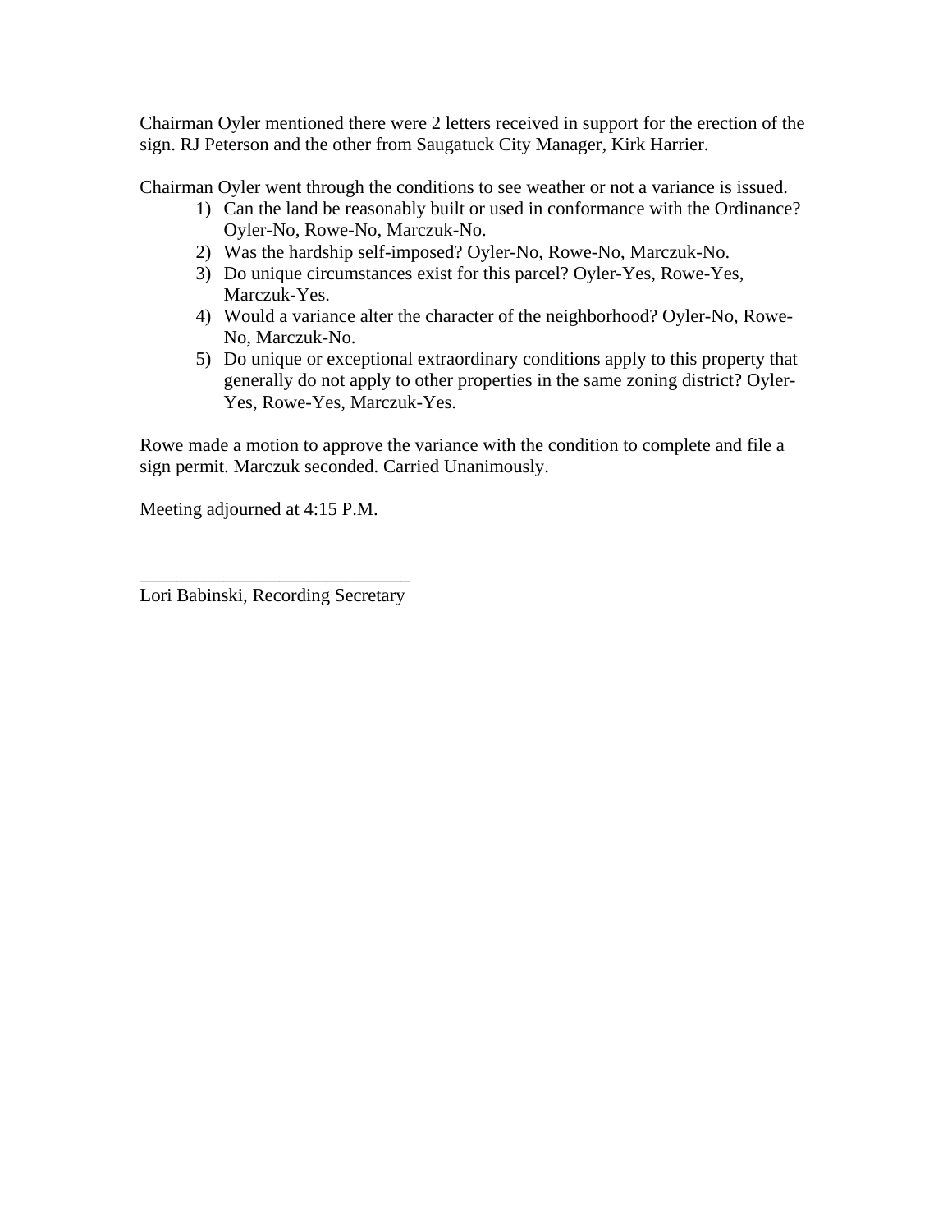Chairman Oyler mentioned there were 2 letters received in support for the erection of the sign. RJ Peterson and the other from Saugatuck City Manager, Kirk Harrier.

Chairman Oyler went through the conditions to see weather or not a variance is issued.

1) Can the land be reasonably built or used in conformance with the Ordinance? Oyler-No, Rowe-No, Marczuk-No.
2) Was the hardship self-imposed? Oyler-No, Rowe-No, Marczuk-No.
3) Do unique circumstances exist for this parcel? Oyler-Yes, Rowe-Yes, Marczuk-Yes.
4) Would a variance alter the character of the neighborhood? Oyler-No, Rowe-No, Marczuk-No.
5) Do unique or exceptional extraordinary conditions apply to this property that generally do not apply to other properties in the same zoning district? Oyler-Yes, Rowe-Yes, Marczuk-Yes.

Rowe made a motion to approve the variance with the condition to complete and file a sign permit. Marczuk seconded. Carried Unanimously.

Meeting adjourned at 4:15 P.M.

_____________________________

Lori Babinski, Recording Secretary